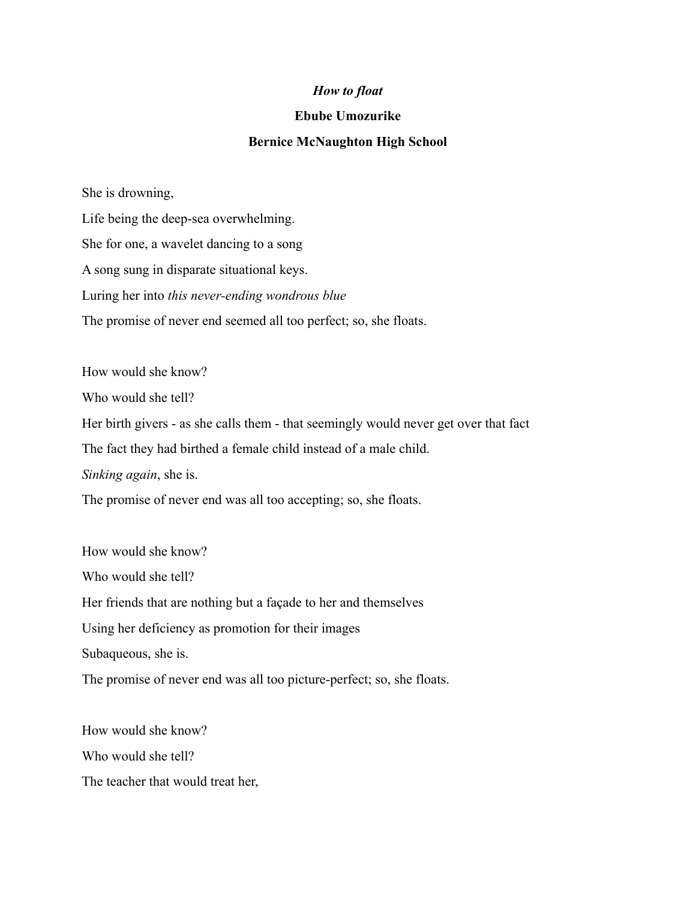# *How to float*

**Ebube Umozurike**

**Bernice McNaughton High School**

She is drowning,

Life being the deep-sea overwhelming.

She for one, a wavelet dancing to a song

A song sung in disparate situational keys.

Luring her into *this never-ending wondrous blue*

The promise of never end seemed all too perfect; so, she floats.

How would she know?

Who would she tell?

Her birth givers - as she calls them - that seemingly would never get over that fact

The fact they had birthed a female child instead of a male child.

*Sinking again*, she is.

The promise of never end was all too accepting; so, she floats.

How would she know?

Who would she tell?

Her friends that are nothing but a façade to her and themselves

Using her deficiency as promotion for their images

Subaqueous, she is.

The promise of never end was all too picture-perfect; so, she floats.

How would she know?

Who would she tell?

The teacher that would treat her,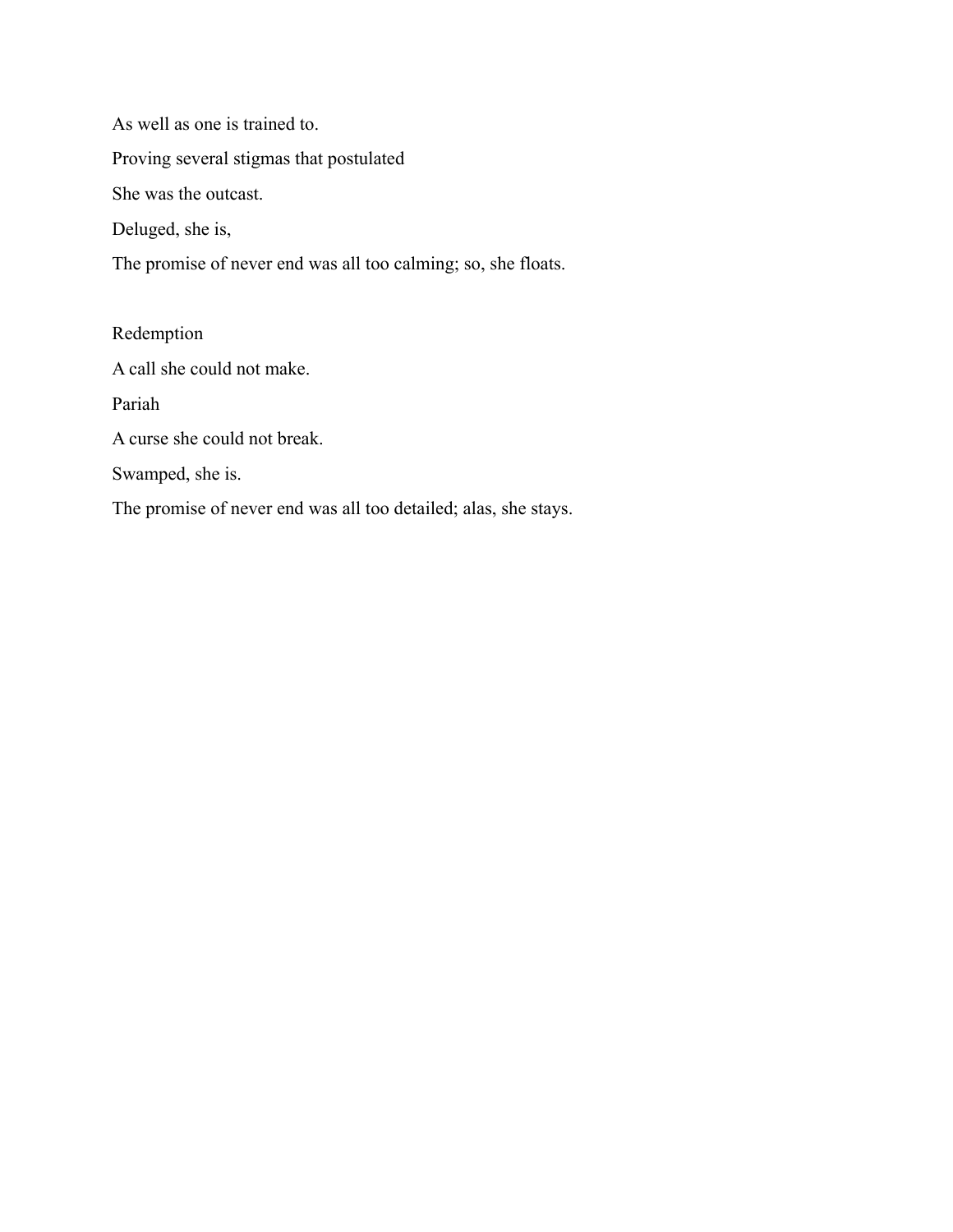As well as one is trained to.

Proving several stigmas that postulated

She was the outcast.

Deluged, she is,

The promise of never end was all too calming; so, she floats.

Redemption

A call she could not make.

Pariah

A curse she could not break.

Swamped, she is.

The promise of never end was all too detailed; alas, she stays.